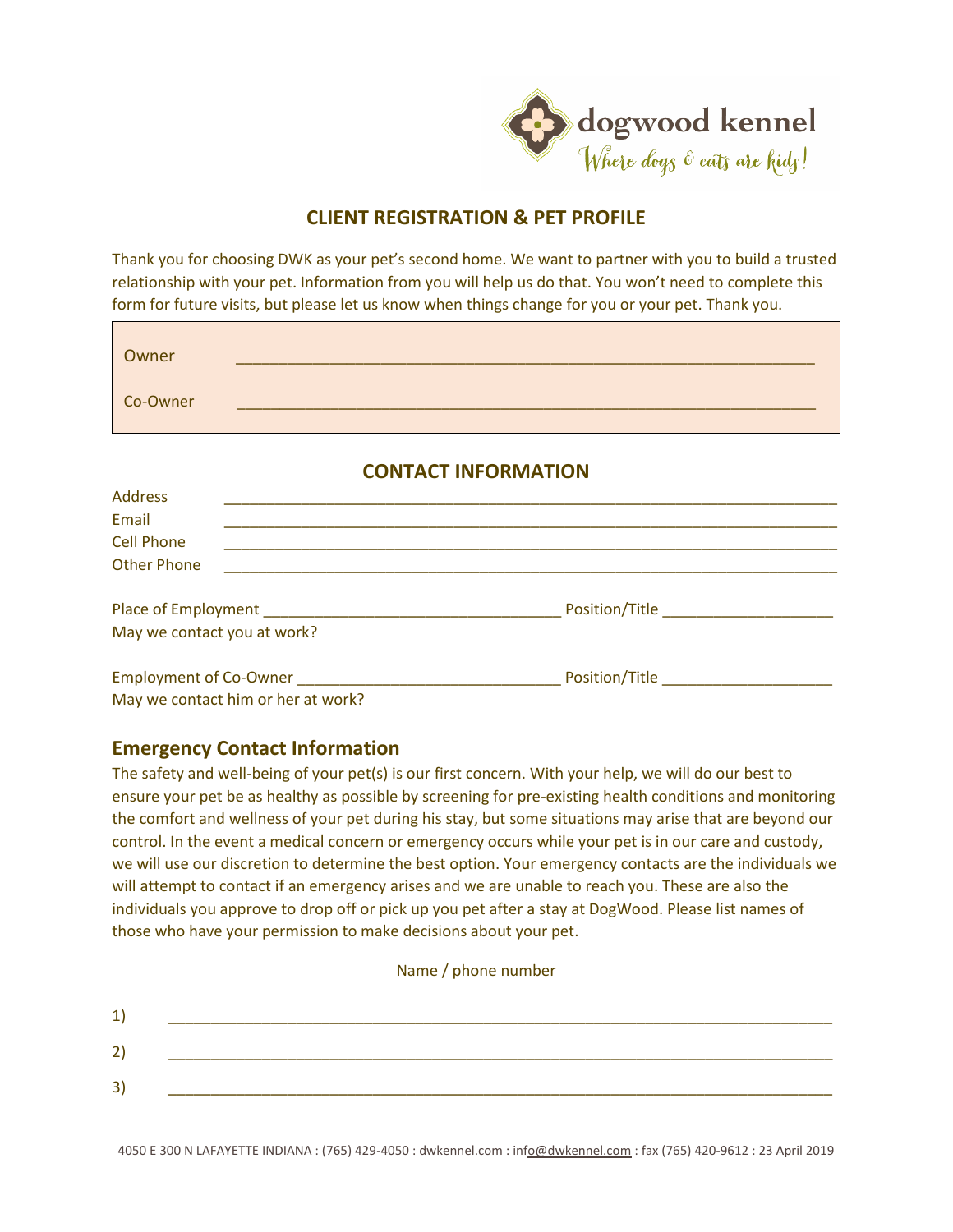dogwood kennel

Where dogs & cats are kids!

## CLIENT REGISTRATION & PET PROFILE

Thank you for choosing DWK as your pet's second home. We want to partner with you to build a trusted relationship with your pet. Information from you will help us do that. You won't need to complete this form for future visits, but please let us know when things change for you or your pet. Thank you.

Owner ________________________________________________________________

Co-Owner ________________________________________________________________

## CONTACT INFORMATION

Address ________________________________________________________________

Email ________________________________________________________________

Cell Phone ________________________________________________________________

Other Phone ________________________________________________________________

Place of Employment ________________________________ Position/Title ____________________

May we contact you at work?

Employment of Co-Owner ______________________________ Position/Title ____________________

May we contact him or her at work?

### Emergency Contact Information

The safety and well-being of your pet(s) is our first concern. With your help, we will do our best to ensure your pet be as healthy as possible by screening for pre-existing health conditions and monitoring the comfort and wellness of your pet during his stay, but some situations may arise that are beyond our control. In the event a medical concern or emergency occurs while your pet is in our care and custody, we will use our discretion to determine the best option. Your emergency contacts are the individuals we will attempt to contact if an emergency arises and we are unable to reach you. These are also the individuals you approve to drop off or pick up you pet after a stay at DogWood. Please list names of those who have your permission to make decisions about your pet.

Name / phone number

1) ________________________________________________________________

2) ________________________________________________________________

3) ________________________________________________________________

4050 E 300 N LAFAYETTE INDIANA : (765) 429-4050 : dwkennel.com : info@dwkennel.com : fax (765) 420-9612 : 23 April 2019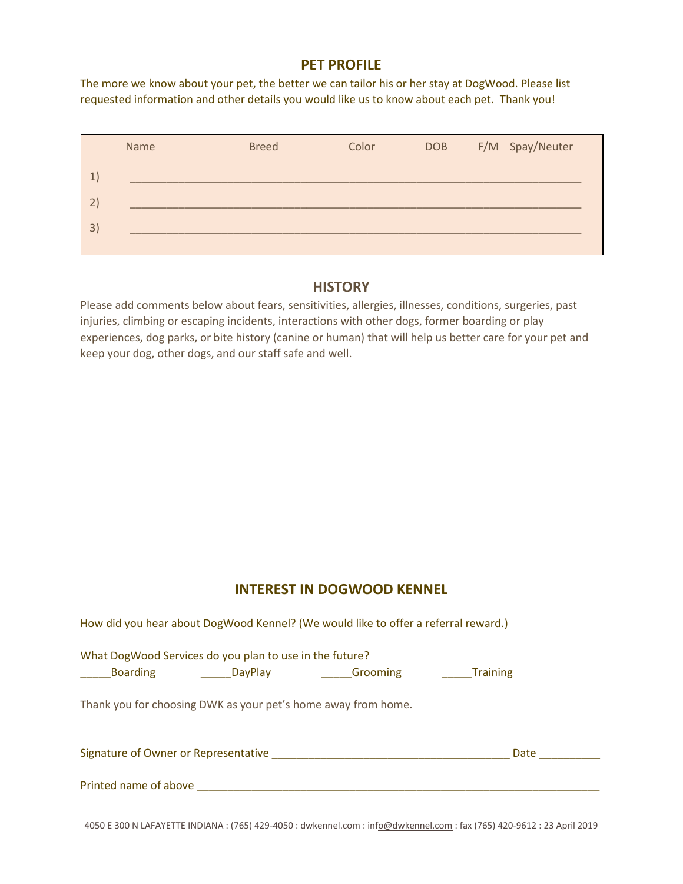## PET PROFILE

The more we know about your pet, the better we can tailor his or her stay at DogWood. Please list requested information and other details you would like us to know about each pet. Thank you!

| | Name | Breed | Color | DOB | F/M | Spay/Neuter |
|---|---|---|---|---|---|---|
| 1) | | | | | | |
| 2) | | | | | | |
| 3) | | | | | | |

## HISTORY

Please add comments below about fears, sensitivities, allergies, illnesses, conditions, surgeries, past injuries, climbing or escaping incidents, interactions with other dogs, former boarding or play experiences, dog parks, or bite history (canine or human) that will help us better care for your pet and keep your dog, other dogs, and our staff safe and well.

## INTEREST IN DOGWOOD KENNEL

How did you hear about DogWood Kennel? (We would like to offer a referral reward.)

What DogWood Services do you plan to use in the future?

_____Boarding _____DayPlay _____Grooming _____Training

Thank you for choosing DWK as your pet's home away from home.

Signature of Owner or Representative _______________________________________ Date __________

Printed name of above ____________________________________________________________________

4050 E 300 N LAFAYETTE INDIANA : (765) 429-4050 : dwkennel.com : info@dwkennel.com : fax (765) 420-9612 : 23 April 2019